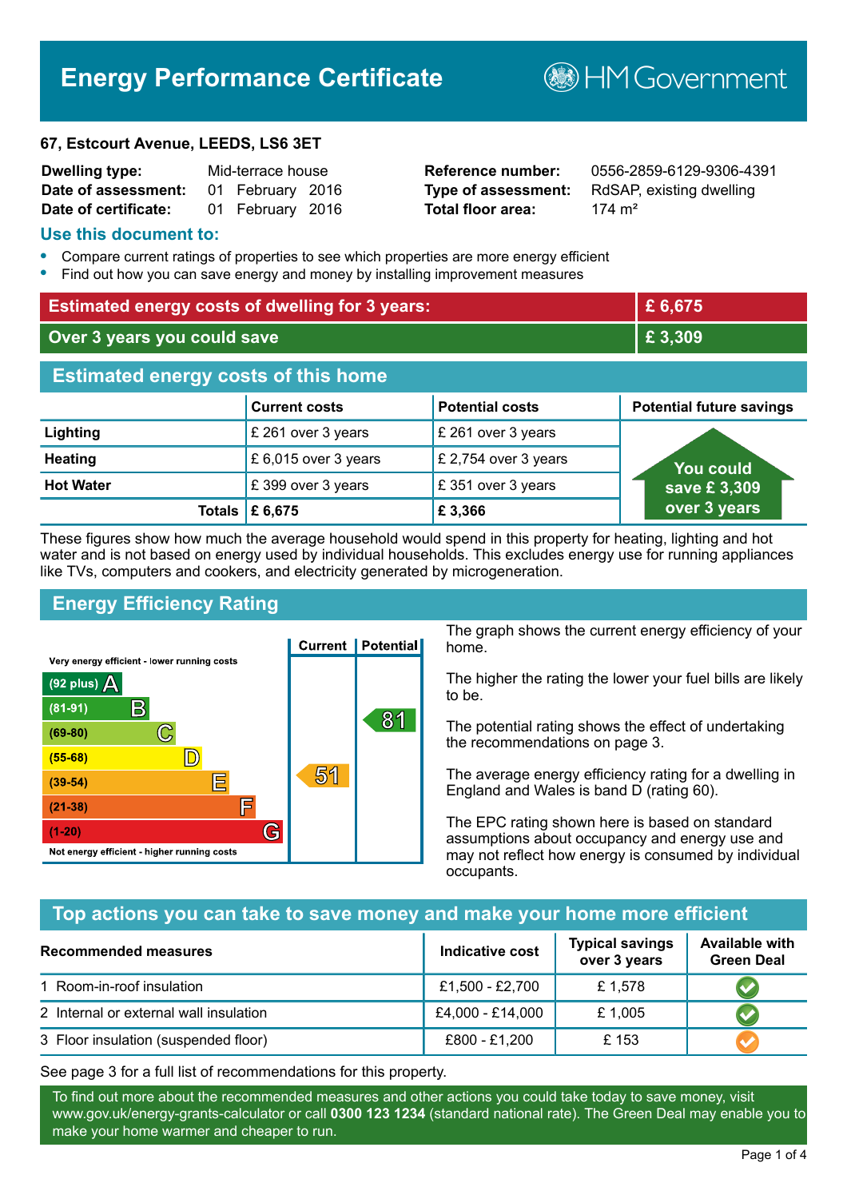# Energy Performance Certificate

HM Government

**67, Estcourt Avenue, LEEDS, LS6 3ET**

| | | | |
|---|---|---|---|
| **Dwelling type:** | Mid-terrace house | **Reference number:** | 0556-2859-6129-9306-4391 |
| **Date of assessment:** | 01 February 2016 | **Type of assessment:** | RdSAP, existing dwelling |
| **Date of certificate:** | 01 February 2016 | **Total floor area:** | 174 m² |

## Use this document to:

- Compare current ratings of properties to see which properties are more energy efficient
- Find out how you can save energy and money by installing improvement measures

| | |
|---|---|
| **Estimated energy costs of dwelling for 3 years:** | **£ 6,675** |
| **Over 3 years you could save** | **£ 3,309** |

## Estimated energy costs of this home

| | Current costs | Potential costs | Potential future savings |
|---|---|---|---|
| **Lighting** | £ 261 over 3 years | £ 261 over 3 years | You could save £ 3,309 over 3 years |
| **Heating** | £ 6,015 over 3 years | £ 2,754 over 3 years | |
| **Hot Water** | £ 399 over 3 years | £ 351 over 3 years | |
| **Totals** | **£ 6,675** | **£ 3,366** | |

These figures show how much the average household would spend in this property for heating, lighting and hot water and is not based on energy used by individual households. This excludes energy use for running appliances like TVs, computers and cookers, and electricity generated by microgeneration.

## Energy Efficiency Rating

| Rating band | Current | Potential |
|---|---|---|
| Very energy efficient - lower running costs | | |
| (92 plus) A | | |
| (81-91) B | | 81 |
| (69-80) C | | |
| (55-68) D | | |
| (39-54) E | 51 | |
| (21-38) F | | |
| (1-20) G | | |
| Not energy efficient - higher running costs | | |

The graph shows the current energy efficiency of your home.

The higher the rating the lower your fuel bills are likely to be.

The potential rating shows the effect of undertaking the recommendations on page 3.

The average energy efficiency rating for a dwelling in England and Wales is band D (rating 60).

The EPC rating shown here is based on standard assumptions about occupancy and energy use and may not reflect how energy is consumed by individual occupants.

## Top actions you can take to save money and make your home more efficient

| Recommended measures | Indicative cost | Typical savings over 3 years | Available with Green Deal |
|---|---|---|---|
| 1 Room-in-roof insulation | £1,500 - £2,700 | £ 1,578 | ✔ |
| 2 Internal or external wall insulation | £4,000 - £14,000 | £ 1,005 | ✔ |
| 3 Floor insulation (suspended floor) | £800 - £1,200 | £ 153 | ✔ |

See page 3 for a full list of recommendations for this property.

To find out more about the recommended measures and other actions you could take today to save money, visit www.gov.uk/energy-grants-calculator or call **0300 123 1234** (standard national rate). The Green Deal may enable you to make your home warmer and cheaper to run.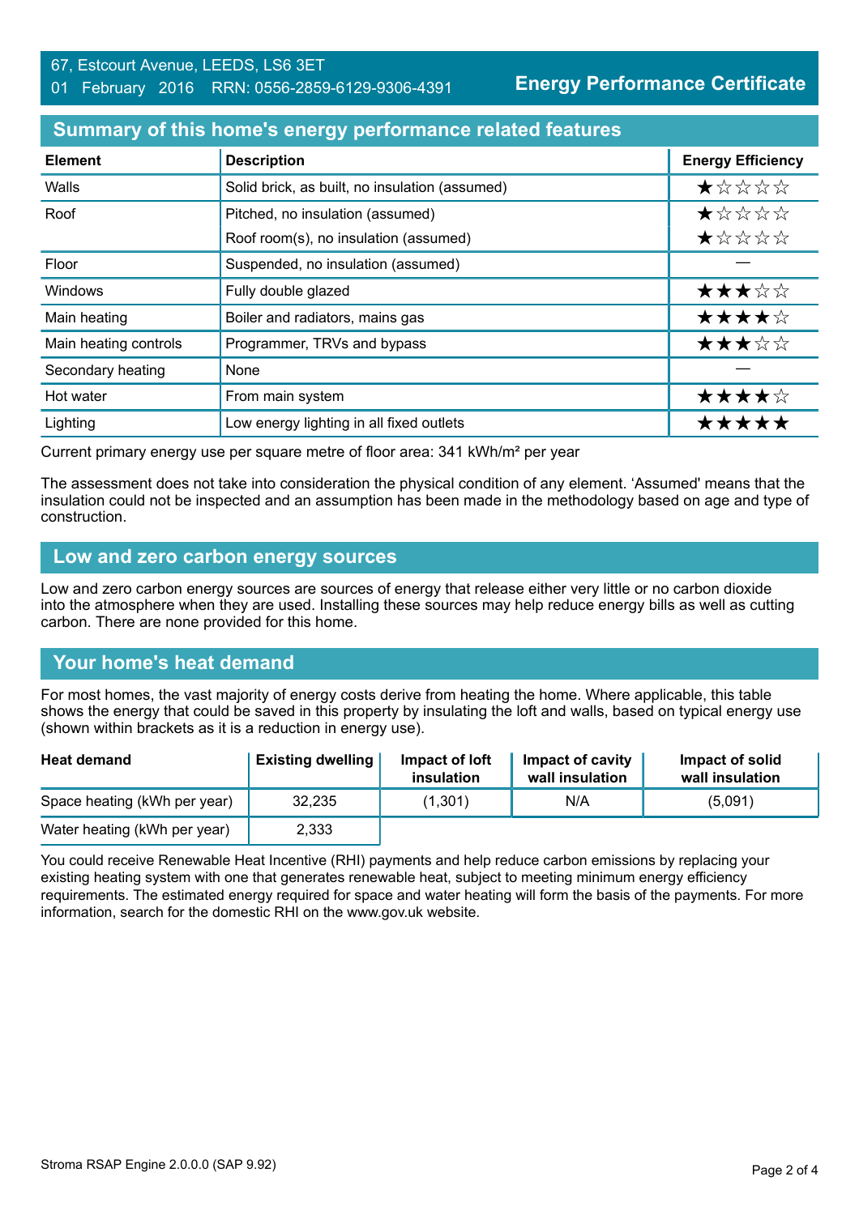67, Estcourt Avenue, LEEDS, LS6 3ET
01 February 2016 RRN: 0556-2859-6129-9306-4391

**Energy Performance Certificate**

## Summary of this home's energy performance related features

| Element | Description | Energy Efficiency |
|---|---|---|
| Walls | Solid brick, as built, no insulation (assumed) | ★☆☆☆☆ |
| Roof | Pitched, no insulation (assumed) | ★☆☆☆☆ |
| | Roof room(s), no insulation (assumed) | ★☆☆☆☆ |
| Floor | Suspended, no insulation (assumed) | — |
| Windows | Fully double glazed | ★★★☆☆ |
| Main heating | Boiler and radiators, mains gas | ★★★★☆ |
| Main heating controls | Programmer, TRVs and bypass | ★★★☆☆ |
| Secondary heating | None | — |
| Hot water | From main system | ★★★★☆ |
| Lighting | Low energy lighting in all fixed outlets | ★★★★★ |

Current primary energy use per square metre of floor area: 341 kWh/m² per year

The assessment does not take into consideration the physical condition of any element. 'Assumed' means that the insulation could not be inspected and an assumption has been made in the methodology based on age and type of construction.

## Low and zero carbon energy sources

Low and zero carbon energy sources are sources of energy that release either very little or no carbon dioxide into the atmosphere when they are used. Installing these sources may help reduce energy bills as well as cutting carbon. There are none provided for this home.

## Your home's heat demand

For most homes, the vast majority of energy costs derive from heating the home. Where applicable, this table shows the energy that could be saved in this property by insulating the loft and walls, based on typical energy use (shown within brackets as it is a reduction in energy use).

| Heat demand | Existing dwelling | Impact of loft insulation | Impact of cavity wall insulation | Impact of solid wall insulation |
|---|---|---|---|---|
| Space heating (kWh per year) | 32,235 | (1,301) | N/A | (5,091) |
| Water heating (kWh per year) | 2,333 | | | |

You could receive Renewable Heat Incentive (RHI) payments and help reduce carbon emissions by replacing your existing heating system with one that generates renewable heat, subject to meeting minimum energy efficiency requirements. The estimated energy required for space and water heating will form the basis of the payments. For more information, search for the domestic RHI on the www.gov.uk website.

Stroma RSAP Engine 2.0.0.0 (SAP 9.92)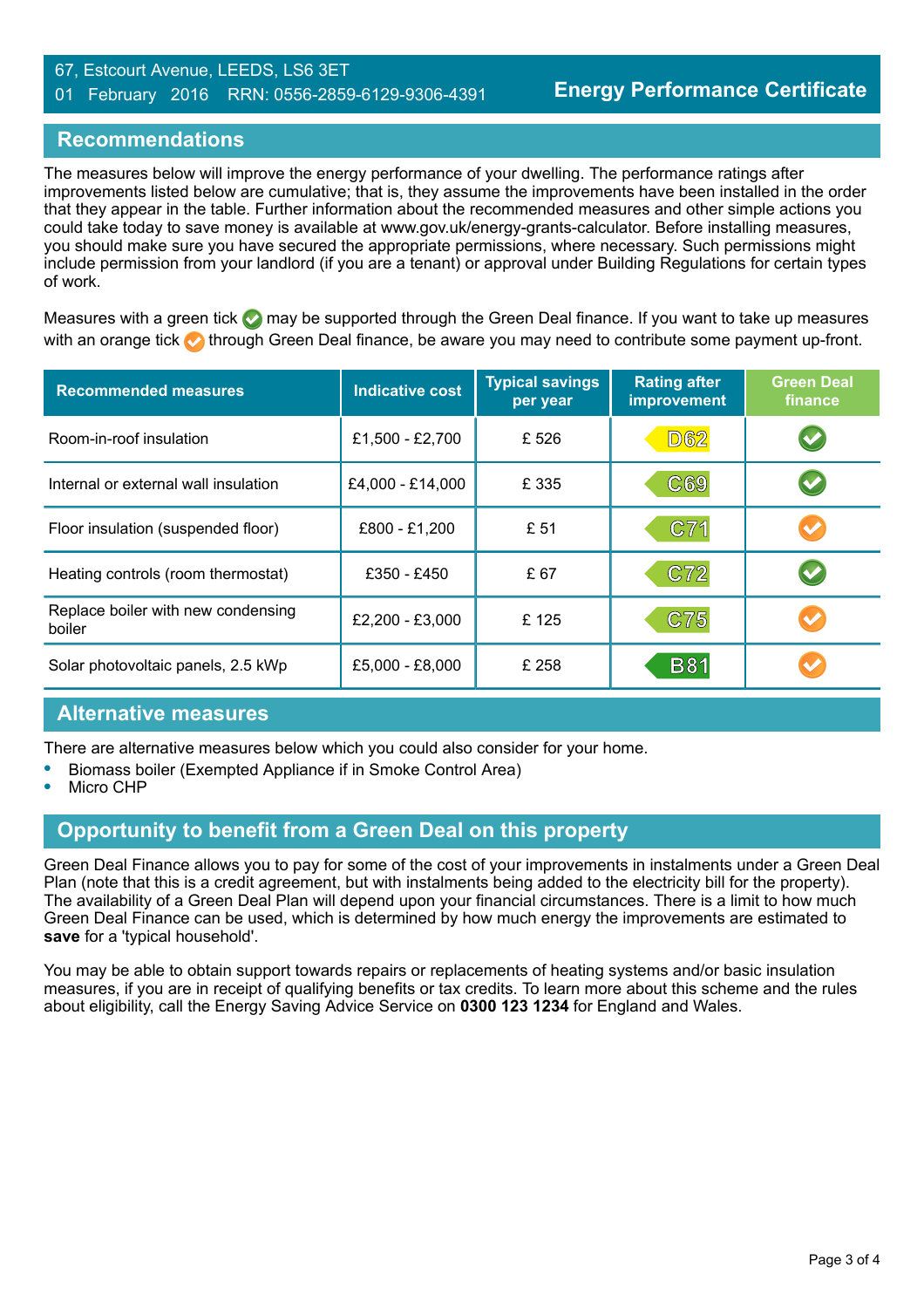67, Estcourt Avenue, LEEDS, LS6 3ET
01 February 2016 RRN: 0556-2859-6129-9306-4391

**Energy Performance Certificate**

## Recommendations

The measures below will improve the energy performance of your dwelling. The performance ratings after improvements listed below are cumulative; that is, they assume the improvements have been installed in the order that they appear in the table. Further information about the recommended measures and other simple actions you could take today to save money is available at www.gov.uk/energy-grants-calculator. Before installing measures, you should make sure you have secured the appropriate permissions, where necessary. Such permissions might include permission from your landlord (if you are a tenant) or approval under Building Regulations for certain types of work.

Measures with a green tick may be supported through the Green Deal finance. If you want to take up measures with an orange tick through Green Deal finance, be aware you may need to contribute some payment up-front.

| Recommended measures | Indicative cost | Typical savings per year | Rating after improvement | Green Deal finance |
|---|---|---|---|---|
| Room-in-roof insulation | £1,500 - £2,700 | £ 526 | D62 | Green tick |
| Internal or external wall insulation | £4,000 - £14,000 | £ 335 | C69 | Green tick |
| Floor insulation (suspended floor) | £800 - £1,200 | £ 51 | C71 | Orange tick |
| Heating controls (room thermostat) | £350 - £450 | £ 67 | C72 | Green tick |
| Replace boiler with new condensing boiler | £2,200 - £3,000 | £ 125 | C75 | Orange tick |
| Solar photovoltaic panels, 2.5 kWp | £5,000 - £8,000 | £ 258 | B81 | Orange tick |

## Alternative measures

There are alternative measures below which you could also consider for your home.

- Biomass boiler (Exempted Appliance if in Smoke Control Area)
- Micro CHP

## Opportunity to benefit from a Green Deal on this property

Green Deal Finance allows you to pay for some of the cost of your improvements in instalments under a Green Deal Plan (note that this is a credit agreement, but with instalments being added to the electricity bill for the property). The availability of a Green Deal Plan will depend upon your financial circumstances. There is a limit to how much Green Deal Finance can be used, which is determined by how much energy the improvements are estimated to **save** for a 'typical household'.

You may be able to obtain support towards repairs or replacements of heating systems and/or basic insulation measures, if you are in receipt of qualifying benefits or tax credits. To learn more about this scheme and the rules about eligibility, call the Energy Saving Advice Service on **0300 123 1234** for England and Wales.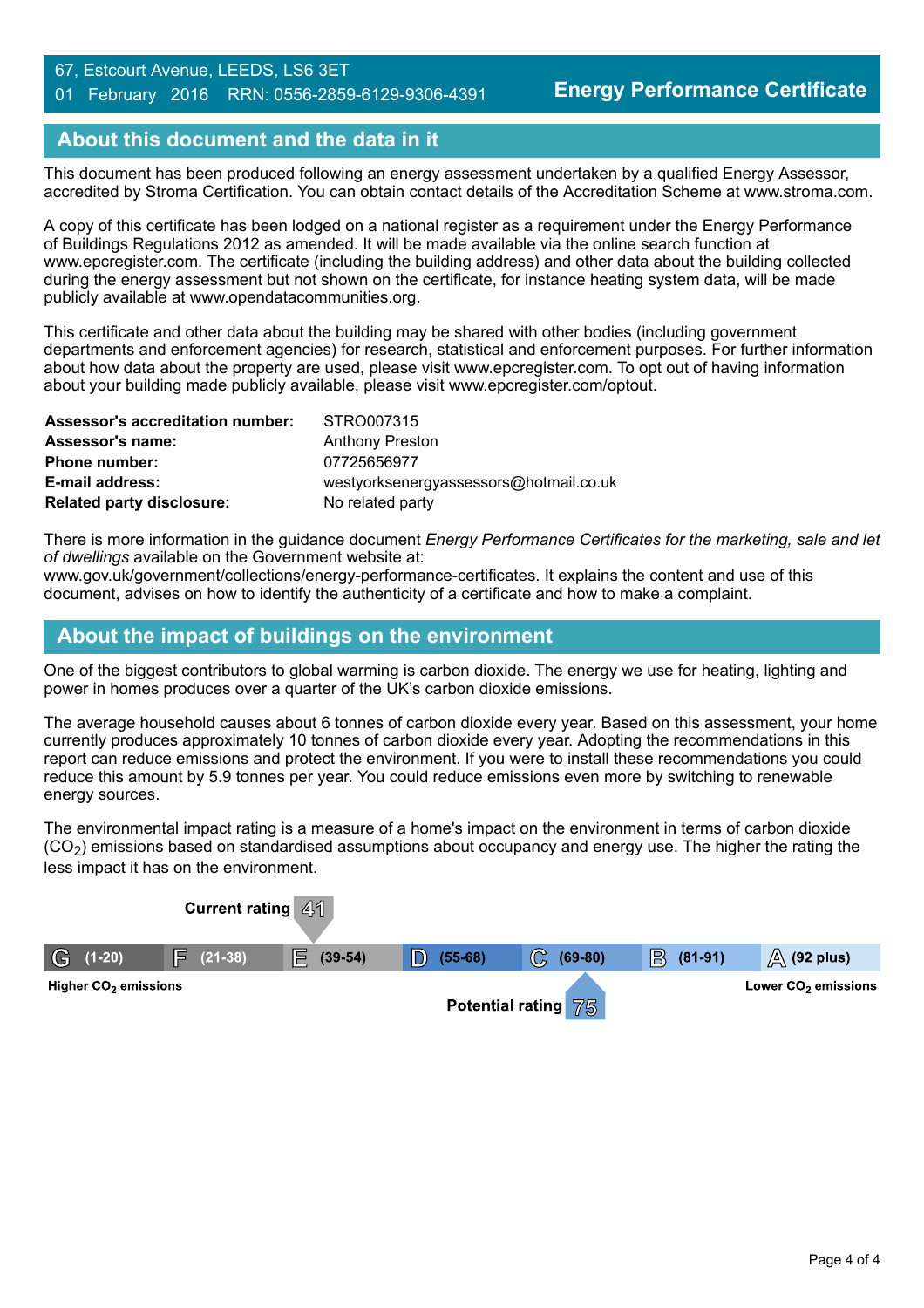67, Estcourt Avenue, LEEDS, LS6 3ET
01 February 2016 RRN: 0556-2859-6129-9306-4391

**Energy Performance Certificate**

## About this document and the data in it

This document has been produced following an energy assessment undertaken by a qualified Energy Assessor, accredited by Stroma Certification. You can obtain contact details of the Accreditation Scheme at www.stroma.com.

A copy of this certificate has been lodged on a national register as a requirement under the Energy Performance of Buildings Regulations 2012 as amended. It will be made available via the online search function at www.epcregister.com. The certificate (including the building address) and other data about the building collected during the energy assessment but not shown on the certificate, for instance heating system data, will be made publicly available at www.opendatacommunities.org.

This certificate and other data about the building may be shared with other bodies (including government departments and enforcement agencies) for research, statistical and enforcement purposes. For further information about how data about the property are used, please visit www.epcregister.com. To opt out of having information about your building made publicly available, please visit www.epcregister.com/optout.

| | |
|---|---|
| **Assessor's accreditation number:** | STRO007315 |
| **Assessor's name:** | Anthony Preston |
| **Phone number:** | 07725656977 |
| **E-mail address:** | westyorksenergyassessors@hotmail.co.uk |
| **Related party disclosure:** | No related party |

There is more information in the guidance document *Energy Performance Certificates for the marketing, sale and let of dwellings* available on the Government website at: www.gov.uk/government/collections/energy-performance-certificates. It explains the content and use of this document, advises on how to identify the authenticity of a certificate and how to make a complaint.

## About the impact of buildings on the environment

One of the biggest contributors to global warming is carbon dioxide. The energy we use for heating, lighting and power in homes produces over a quarter of the UK's carbon dioxide emissions.

The average household causes about 6 tonnes of carbon dioxide every year. Based on this assessment, your home currently produces approximately 10 tonnes of carbon dioxide every year. Adopting the recommendations in this report can reduce emissions and protect the environment. If you were to install these recommendations you could reduce this amount by 5.9 tonnes per year. You could reduce emissions even more by switching to renewable energy sources.

The environmental impact rating is a measure of a home's impact on the environment in terms of carbon dioxide ($CO_2$) emissions based on standardised assumptions about occupancy and energy use. The higher the rating the less impact it has on the environment.

Current rating 41

G (1-20) F (21-38) E (39-54) D (55-68) C (69-80) B (81-91) A (92 plus)

Higher $CO_2$ emissions

Lower $CO_2$ emissions

Potential rating 75